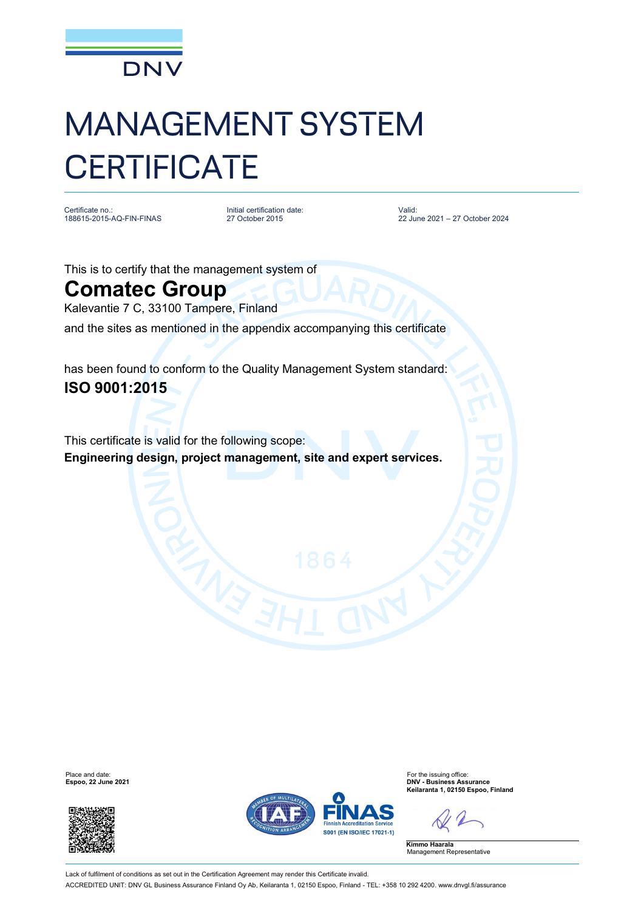DNV

# MANAGEMENT SYSTEM CERTIFICATE

| Certificate no.: | Initial certification date: | Valid: |
|---|---|---|
| 188615-2015-AQ-FIN-FINAS | 27 October 2015 | 22 June 2021 – 27 October 2024 |

This is to certify that the management system of

## Comatec Group

Kalevantie 7 C, 33100 Tampere, Finland

and the sites as mentioned in the appendix accompanying this certificate

has been found to conform to the Quality Management System standard:

**ISO 9001:2015**

This certificate is valid for the following scope:

**Engineering design, project management, site and expert services.**

Place and date:
**Espoo, 22 June 2021**

For the issuing office:
**DNV - Business Assurance**
**Keilaranta 1, 02150 Espoo, Finland**

**Kimmo Haarala**
Management Representative

FINAS Finnish Accreditation Service S001 (EN ISO/IEC 17021-1)

Lack of fulfilment of conditions as set out in the Certification Agreement may render this Certificate invalid.

ACCREDITED UNIT: DNV GL Business Assurance Finland Oy Ab, Keilaranta 1, 02150 Espoo, Finland - TEL: +358 10 292 4200. www.dnvgl.fi/assurance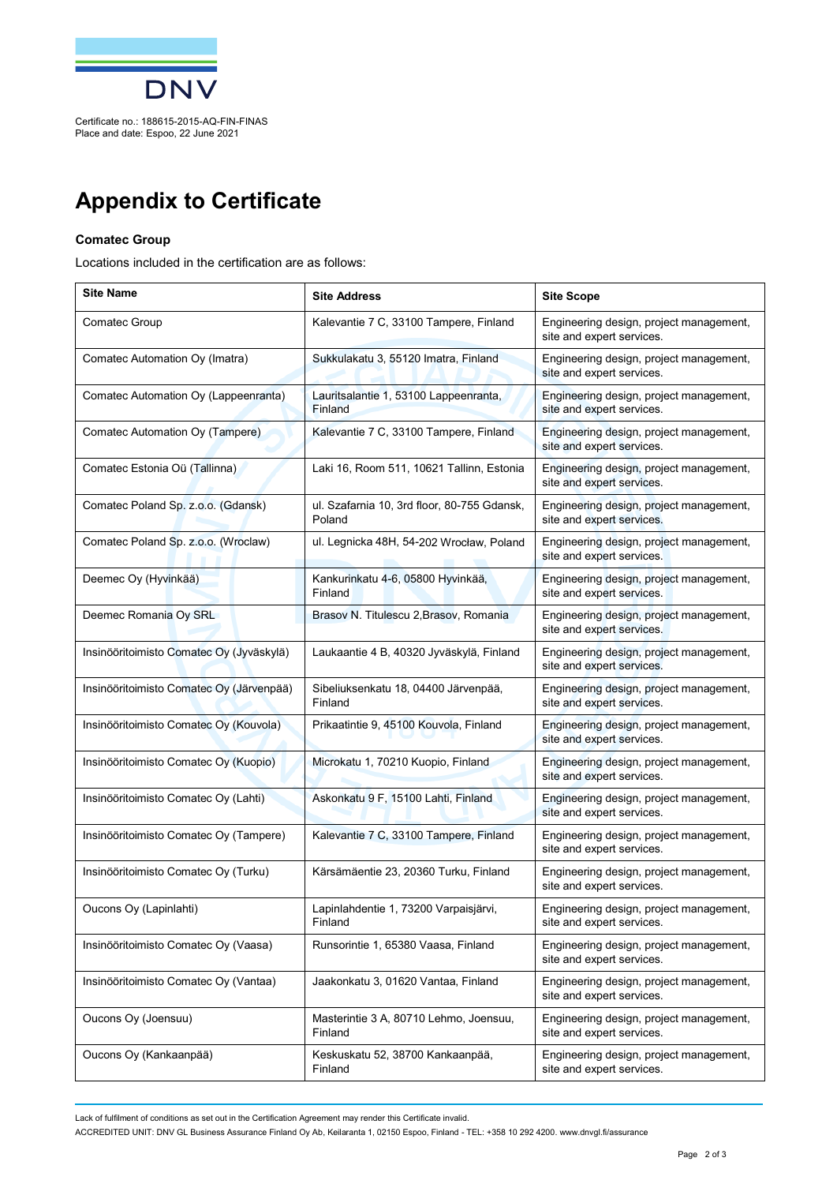Certificate no.: 188615-2015-AQ-FIN-FINAS
Place and date: Espoo, 22 June 2021

# Appendix to Certificate

**Comatec Group**

Locations included in the certification are as follows:

| Site Name | Site Address | Site Scope |
|---|---|---|
| Comatec Group | Kalevantie 7 C, 33100 Tampere, Finland | Engineering design, project management, site and expert services. |
| Comatec Automation Oy (Imatra) | Sukkulakatu 3, 55120 Imatra, Finland | Engineering design, project management, site and expert services. |
| Comatec Automation Oy (Lappeenranta) | Lauritsalantie 1, 53100 Lappeenranta, Finland | Engineering design, project management, site and expert services. |
| Comatec Automation Oy (Tampere) | Kalevantie 7 C, 33100 Tampere, Finland | Engineering design, project management, site and expert services. |
| Comatec Estonia Oü (Tallinna) | Laki 16, Room 511, 10621 Tallinn, Estonia | Engineering design, project management, site and expert services. |
| Comatec Poland Sp. z.o.o. (Gdansk) | ul. Szafarnia 10, 3rd floor, 80-755 Gdansk, Poland | Engineering design, project management, site and expert services. |
| Comatec Poland Sp. z.o.o. (Wroclaw) | ul. Legnicka 48H, 54-202 Wrocław, Poland | Engineering design, project management, site and expert services. |
| Deemec Oy (Hyvinkää) | Kankurinkatu 4-6, 05800 Hyvinkää, Finland | Engineering design, project management, site and expert services. |
| Deemec Romania Oy SRL | Brasov N. Titulescu 2,Brasov, Romania | Engineering design, project management, site and expert services. |
| Insinööritoimisto Comatec Oy (Jyväskylä) | Laukaantie 4 B, 40320 Jyväskylä, Finland | Engineering design, project management, site and expert services. |
| Insinööritoimisto Comatec Oy (Järvenpää) | Sibeliuksenkatu 18, 04400 Järvenpää, Finland | Engineering design, project management, site and expert services. |
| Insinööritoimisto Comatec Oy (Kouvola) | Prikaatintie 9, 45100 Kouvola, Finland | Engineering design, project management, site and expert services. |
| Insinööritoimisto Comatec Oy (Kuopio) | Microkatu 1, 70210 Kuopio, Finland | Engineering design, project management, site and expert services. |
| Insinööritoimisto Comatec Oy (Lahti) | Askonkatu 9 F, 15100 Lahti, Finland | Engineering design, project management, site and expert services. |
| Insinööritoimisto Comatec Oy (Tampere) | Kalevantie 7 C, 33100 Tampere, Finland | Engineering design, project management, site and expert services. |
| Insinööritoimisto Comatec Oy (Turku) | Kärsämäentie 23, 20360 Turku, Finland | Engineering design, project management, site and expert services. |
| Oucons Oy (Lapinlahti) | Lapinlahdentie 1, 73200 Varpaisjärvi, Finland | Engineering design, project management, site and expert services. |
| Insinööritoimisto Comatec Oy (Vaasa) | Runsorintie 1, 65380 Vaasa, Finland | Engineering design, project management, site and expert services. |
| Insinööritoimisto Comatec Oy (Vantaa) | Jaakonkatu 3, 01620 Vantaa, Finland | Engineering design, project management, site and expert services. |
| Oucons Oy (Joensuu) | Masterintie 3 A, 80710 Lehmo, Joensuu, Finland | Engineering design, project management, site and expert services. |
| Oucons Oy (Kankaanpää) | Keskuskatu 52, 38700 Kankaanpää, Finland | Engineering design, project management, site and expert services. |

Lack of fulfilment of conditions as set out in the Certification Agreement may render this Certificate invalid.
ACCREDITED UNIT: DNV GL Business Assurance Finland Oy Ab, Keilaranta 1, 02150 Espoo, Finland - TEL: +358 10 292 4200. www.dnvgl.fi/assurance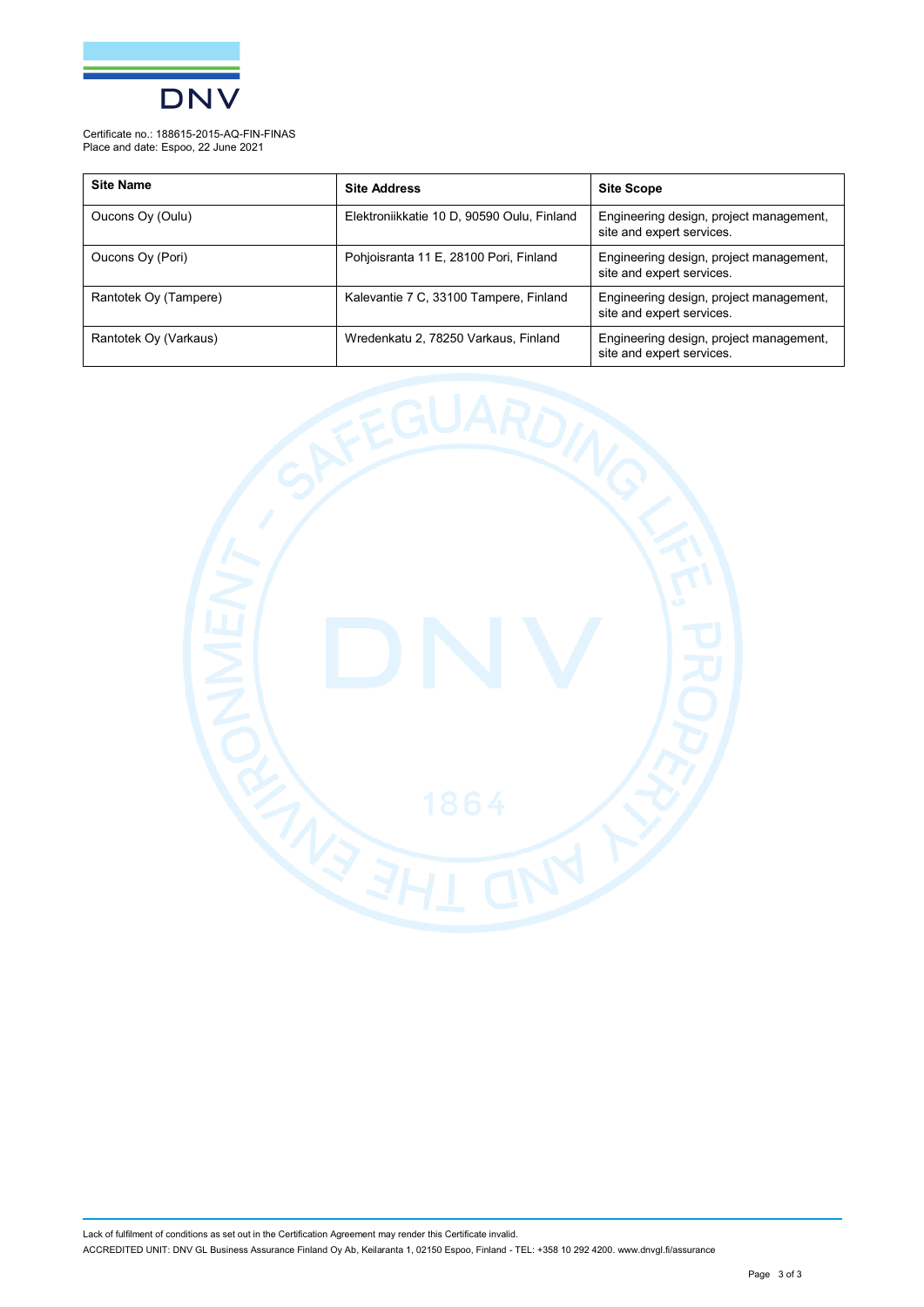Certificate no.: 188615-2015-AQ-FIN-FINAS
Place and date: Espoo, 22 June 2021

| Site Name | Site Address | Site Scope |
|---|---|---|
| Oucons Oy (Oulu) | Elektroniikkatie 10 D, 90590 Oulu, Finland | Engineering design, project management, site and expert services. |
| Oucons Oy (Pori) | Pohjoisranta 11 E, 28100 Pori, Finland | Engineering design, project management, site and expert services. |
| Rantotek Oy (Tampere) | Kalevantie 7 C, 33100 Tampere, Finland | Engineering design, project management, site and expert services. |
| Rantotek Oy (Varkaus) | Wredenkatu 2, 78250 Varkaus, Finland | Engineering design, project management, site and expert services. |

Lack of fulfilment of conditions as set out in the Certification Agreement may render this Certificate invalid.
ACCREDITED UNIT: DNV GL Business Assurance Finland Oy Ab, Keilaranta 1, 02150 Espoo, Finland - TEL: +358 10 292 4200. www.dnvgl.fi/assurance